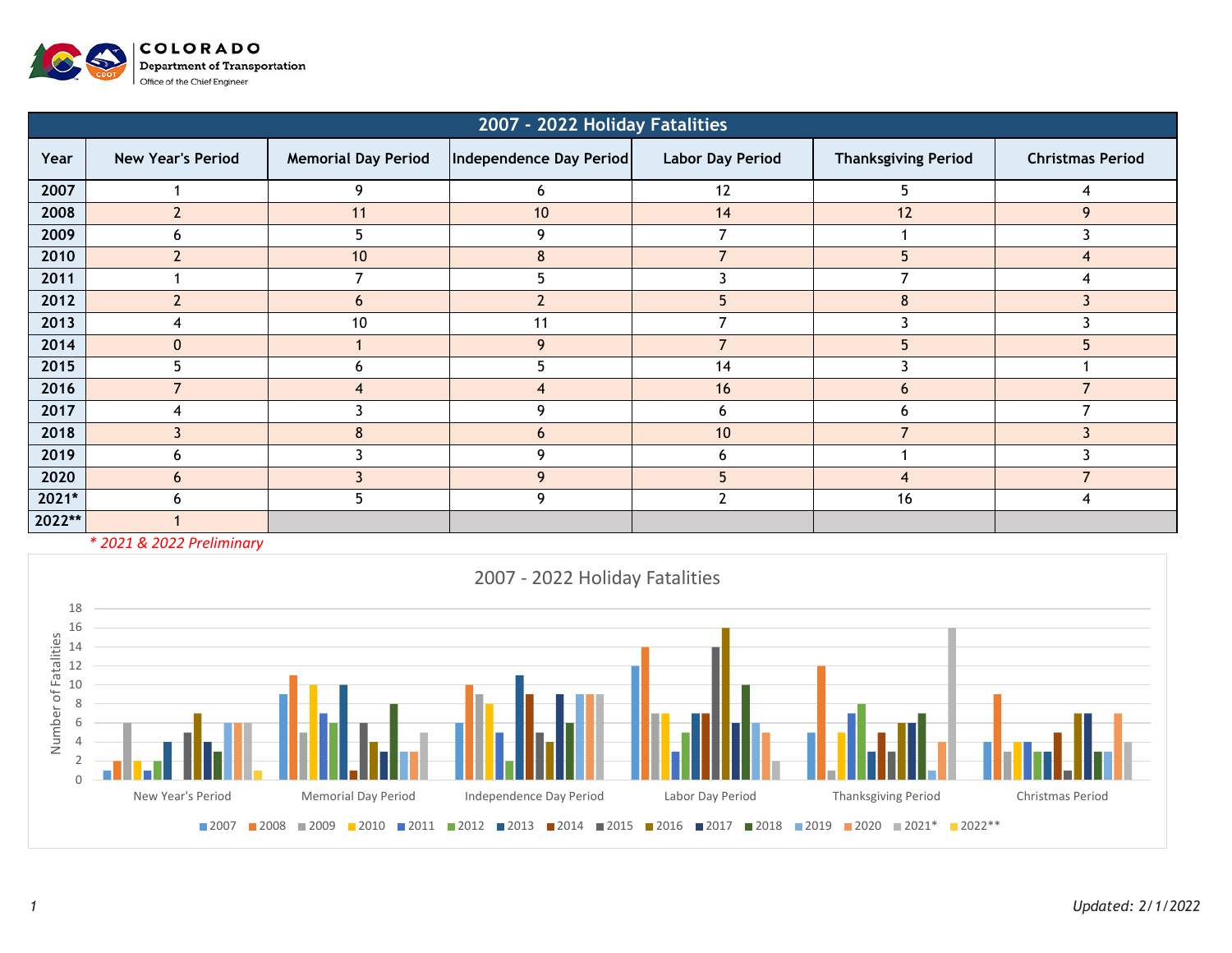COLORADO
Department of Transportation
Office of the Chief Engineer

# 2007 - 2022 Holiday Fatalities

| Year | New Year's Period | Memorial Day Period | Independence Day Period | Labor Day Period | Thanksgiving Period | Christmas Period |
|---|---|---|---|---|---|---|
| 2007 | 1 | 9 | 6 | 12 | 5 | 4 |
| 2008 | 2 | 11 | 10 | 14 | 12 | 9 |
| 2009 | 6 | 5 | 9 | 7 | 1 | 3 |
| 2010 | 2 | 10 | 8 | 7 | 5 | 4 |
| 2011 | 1 | 7 | 5 | 3 | 7 | 4 |
| 2012 | 2 | 6 | 2 | 5 | 8 | 3 |
| 2013 | 4 | 10 | 11 | 7 | 3 | 3 |
| 2014 | 0 | 1 | 9 | 7 | 5 | 5 |
| 2015 | 5 | 6 | 5 | 14 | 3 | 1 |
| 2016 | 7 | 4 | 4 | 16 | 6 | 7 |
| 2017 | 4 | 3 | 9 | 6 | 6 | 7 |
| 2018 | 3 | 8 | 6 | 10 | 7 | 3 |
| 2019 | 6 | 3 | 9 | 6 | 1 | 3 |
| 2020 | 6 | 3 | 9 | 5 | 4 | 7 |
| 2021* | 6 | 5 | 9 | 2 | 16 | 4 |
| 2022** | 1 | | | | | |

*\* 2021 & 2022 Preliminary*

## 2007 - 2022 Holiday Fatalities

Number of Fatalities

New Year's Period | Memorial Day Period | Independence Day Period | Labor Day Period | Thanksgiving Period | Christmas Period

2007 | 2008 | 2009 | 2010 | 2011 | 2012 | 2013 | 2014 | 2015 | 2016 | 2017 | 2018 | 2019 | 2020 | 2021* | 2022**

*Updated: 2/1/2022*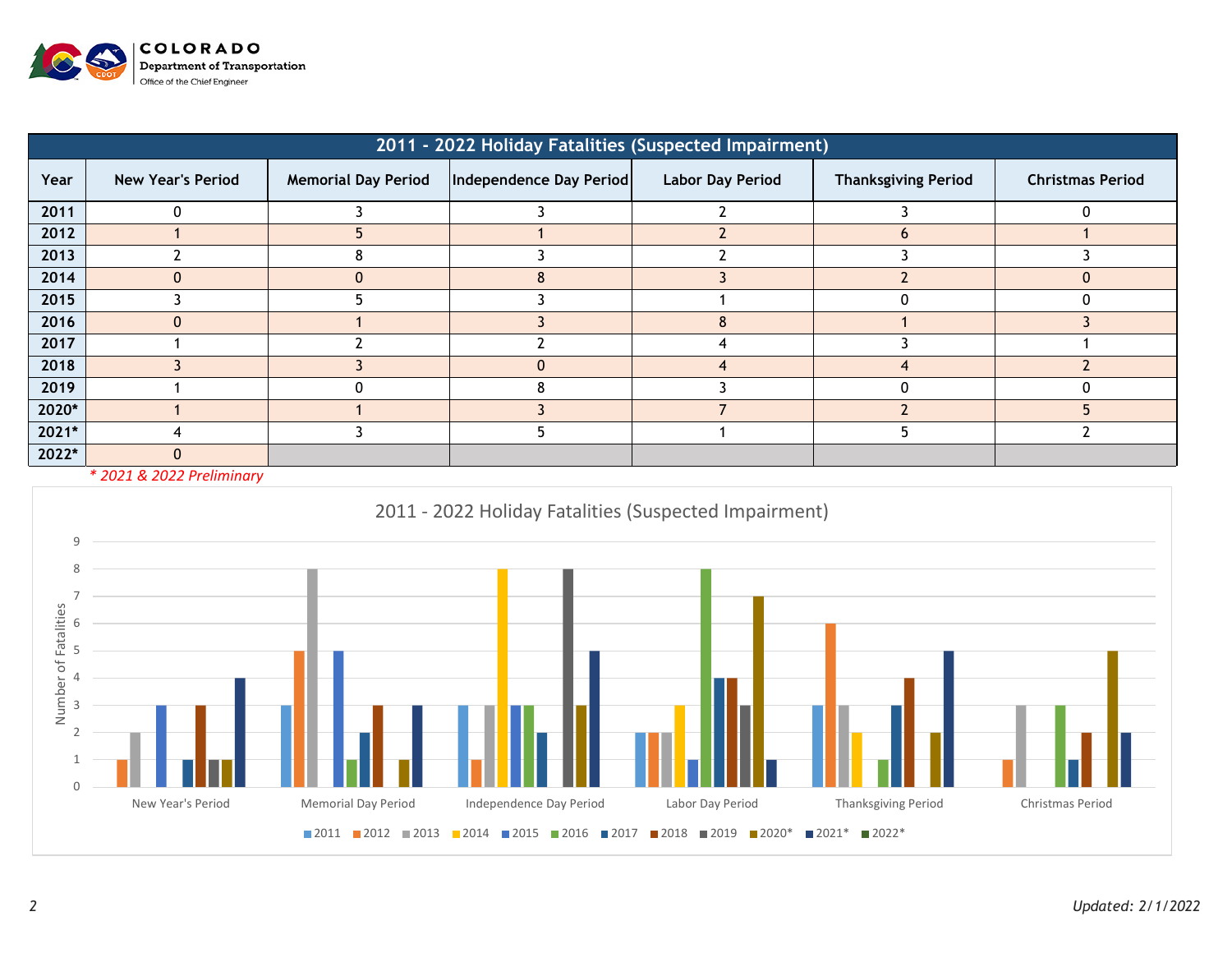Colorado Department of Transportation
Office of the Chief Engineer

## 2011 - 2022 Holiday Fatalities (Suspected Impairment)

| Year | New Year's Period | Memorial Day Period | Independence Day Period | Labor Day Period | Thanksgiving Period | Christmas Period |
|---|---|---|---|---|---|---|
| 2011 | 0 | 3 | 3 | 2 | 3 | 0 |
| 2012 | 1 | 5 | 1 | 2 | 6 | 1 |
| 2013 | 2 | 8 | 3 | 2 | 3 | 3 |
| 2014 | 0 | 0 | 8 | 3 | 2 | 0 |
| 2015 | 3 | 5 | 3 | 1 | 0 | 0 |
| 2016 | 0 | 1 | 3 | 8 | 1 | 3 |
| 2017 | 1 | 2 | 2 | 4 | 3 | 1 |
| 2018 | 3 | 3 | 0 | 4 | 4 | 2 |
| 2019 | 1 | 0 | 8 | 3 | 0 | 0 |
| 2020* | 1 | 1 | 3 | 7 | 2 | 5 |
| 2021* | 4 | 3 | 5 | 1 | 5 | 2 |
| 2022* | 0 | | | | | |

*\* 2021 & 2022 Preliminary*

2011 - 2022 Holiday Fatalities (Suspected Impairment)

*Updated: 2/1/2022*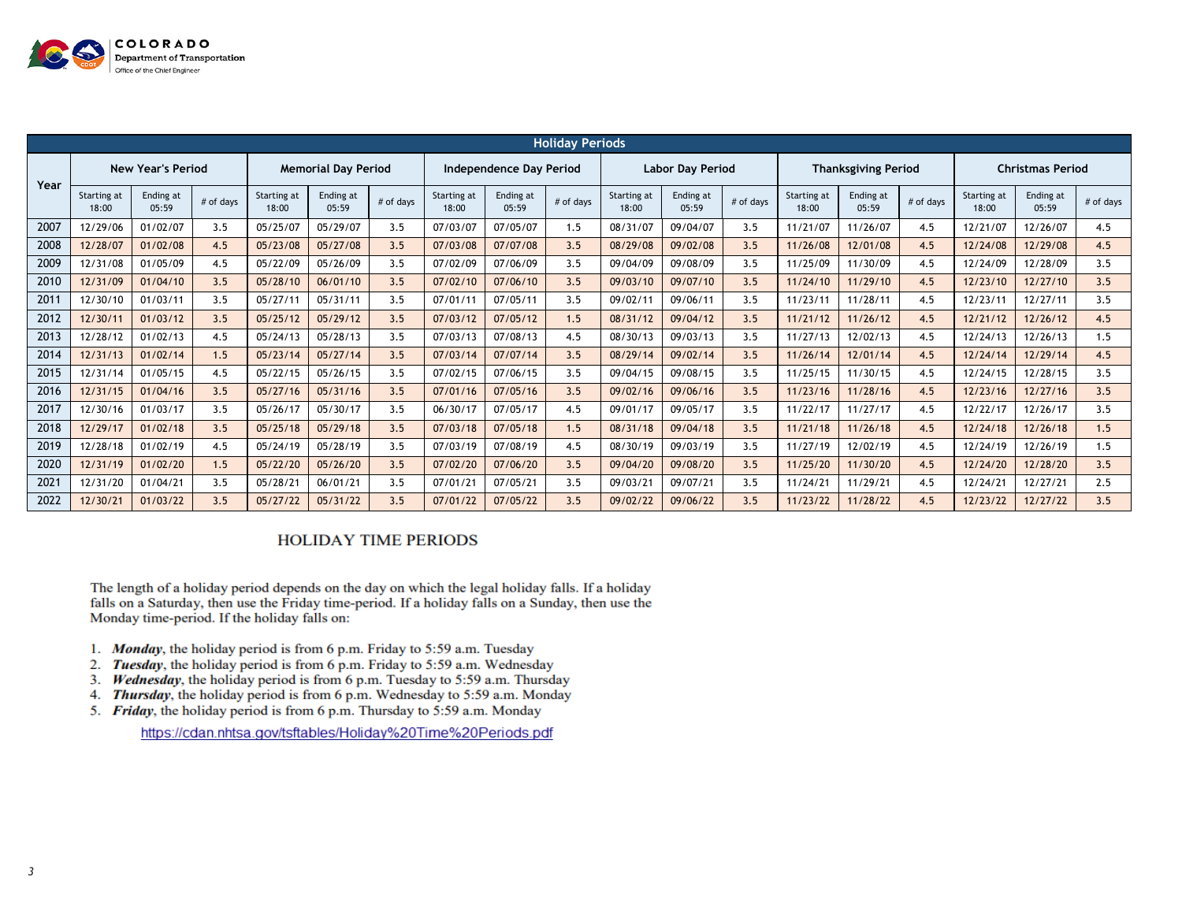COLORADO
Department of Transportation
Office of the Chief Engineer

| Holiday Periods | | | | | | | | | | | | | | | | | | |
|---|---|---|---|---|---|---|---|---|---|---|---|---|---|---|---|---|---|---|
| Year | New Year's Period | | | Memorial Day Period | | | Independence Day Period | | | Labor Day Period | | | Thanksgiving Period | | | Christmas Period | | |
| | Starting at 18:00 | Ending at 05:59 | # of days | Starting at 18:00 | Ending at 05:59 | # of days | Starting at 18:00 | Ending at 05:59 | # of days | Starting at 18:00 | Ending at 05:59 | # of days | Starting at 18:00 | Ending at 05:59 | # of days | Starting at 18:00 | Ending at 05:59 | # of days |
| 2007 | 12/29/06 | 01/02/07 | 3.5 | 05/25/07 | 05/29/07 | 3.5 | 07/03/07 | 07/05/07 | 1.5 | 08/31/07 | 09/04/07 | 3.5 | 11/21/07 | 11/26/07 | 4.5 | 12/21/07 | 12/26/07 | 4.5 |
| 2008 | 12/28/07 | 01/02/08 | 4.5 | 05/23/08 | 05/27/08 | 3.5 | 07/03/08 | 07/07/08 | 3.5 | 08/29/08 | 09/02/08 | 3.5 | 11/26/08 | 12/01/08 | 4.5 | 12/24/08 | 12/29/08 | 4.5 |
| 2009 | 12/31/08 | 01/05/09 | 4.5 | 05/22/09 | 05/26/09 | 3.5 | 07/02/09 | 07/06/09 | 3.5 | 09/04/09 | 09/08/09 | 3.5 | 11/25/09 | 11/30/09 | 4.5 | 12/24/09 | 12/28/09 | 3.5 |
| 2010 | 12/31/09 | 01/04/10 | 3.5 | 05/28/10 | 06/01/10 | 3.5 | 07/02/10 | 07/06/10 | 3.5 | 09/03/10 | 09/07/10 | 3.5 | 11/24/10 | 11/29/10 | 4.5 | 12/23/10 | 12/27/10 | 3.5 |
| 2011 | 12/30/10 | 01/03/11 | 3.5 | 05/27/11 | 05/31/11 | 3.5 | 07/01/11 | 07/05/11 | 3.5 | 09/02/11 | 09/06/11 | 3.5 | 11/23/11 | 11/28/11 | 4.5 | 12/23/11 | 12/27/11 | 3.5 |
| 2012 | 12/30/11 | 01/03/12 | 3.5 | 05/25/12 | 05/29/12 | 3.5 | 07/03/12 | 07/05/12 | 1.5 | 08/31/12 | 09/04/12 | 3.5 | 11/21/12 | 11/26/12 | 4.5 | 12/21/12 | 12/26/12 | 4.5 |
| 2013 | 12/28/12 | 01/02/13 | 4.5 | 05/24/13 | 05/28/13 | 3.5 | 07/03/13 | 07/08/13 | 4.5 | 08/30/13 | 09/03/13 | 3.5 | 11/27/13 | 12/02/13 | 4.5 | 12/24/13 | 12/26/13 | 1.5 |
| 2014 | 12/31/13 | 01/02/14 | 1.5 | 05/23/14 | 05/27/14 | 3.5 | 07/03/14 | 07/07/14 | 3.5 | 08/29/14 | 09/02/14 | 3.5 | 11/26/14 | 12/01/14 | 4.5 | 12/24/14 | 12/29/14 | 4.5 |
| 2015 | 12/31/14 | 01/05/15 | 4.5 | 05/22/15 | 05/26/15 | 3.5 | 07/02/15 | 07/06/15 | 3.5 | 09/04/15 | 09/08/15 | 3.5 | 11/25/15 | 11/30/15 | 4.5 | 12/24/15 | 12/28/15 | 3.5 |
| 2016 | 12/31/15 | 01/04/16 | 3.5 | 05/27/16 | 05/31/16 | 3.5 | 07/01/16 | 07/05/16 | 3.5 | 09/02/16 | 09/06/16 | 3.5 | 11/23/16 | 11/28/16 | 4.5 | 12/23/16 | 12/27/16 | 3.5 |
| 2017 | 12/30/16 | 01/03/17 | 3.5 | 05/26/17 | 05/30/17 | 3.5 | 06/30/17 | 07/05/17 | 4.5 | 09/01/17 | 09/05/17 | 3.5 | 11/22/17 | 11/27/17 | 4.5 | 12/22/17 | 12/26/17 | 3.5 |
| 2018 | 12/29/17 | 01/02/18 | 3.5 | 05/25/18 | 05/29/18 | 3.5 | 07/03/18 | 07/05/18 | 1.5 | 08/31/18 | 09/04/18 | 3.5 | 11/21/18 | 11/26/18 | 4.5 | 12/24/18 | 12/26/18 | 1.5 |
| 2019 | 12/28/18 | 01/02/19 | 4.5 | 05/24/19 | 05/28/19 | 3.5 | 07/03/19 | 07/08/19 | 4.5 | 08/30/19 | 09/03/19 | 3.5 | 11/27/19 | 12/02/19 | 4.5 | 12/24/19 | 12/26/19 | 1.5 |
| 2020 | 12/31/19 | 01/02/20 | 1.5 | 05/22/20 | 05/26/20 | 3.5 | 07/02/20 | 07/06/20 | 3.5 | 09/04/20 | 09/08/20 | 3.5 | 11/25/20 | 11/30/20 | 4.5 | 12/24/20 | 12/28/20 | 3.5 |
| 2021 | 12/31/20 | 01/04/21 | 3.5 | 05/28/21 | 06/01/21 | 3.5 | 07/01/21 | 07/05/21 | 3.5 | 09/03/21 | 09/07/21 | 3.5 | 11/24/21 | 11/29/21 | 4.5 | 12/24/21 | 12/27/21 | 2.5 |
| 2022 | 12/30/21 | 01/03/22 | 3.5 | 05/27/22 | 05/31/22 | 3.5 | 07/01/22 | 07/05/22 | 3.5 | 09/02/22 | 09/06/22 | 3.5 | 11/23/22 | 11/28/22 | 4.5 | 12/23/22 | 12/27/22 | 3.5 |

## HOLIDAY TIME PERIODS

The length of a holiday period depends on the day on which the legal holiday falls. If a holiday falls on a Saturday, then use the Friday time-period. If a holiday falls on a Sunday, then use the Monday time-period. If the holiday falls on:

1. ***Monday***, the holiday period is from 6 p.m. Friday to 5:59 a.m. Tuesday
2. ***Tuesday***, the holiday period is from 6 p.m. Friday to 5:59 a.m. Wednesday
3. ***Wednesday***, the holiday period is from 6 p.m. Tuesday to 5:59 a.m. Thursday
4. ***Thursday***, the holiday period is from 6 p.m. Wednesday to 5:59 a.m. Monday
5. ***Friday***, the holiday period is from 6 p.m. Thursday to 5:59 a.m. Monday

https://cdan.nhtsa.gov/tsftables/Holiday%20Time%20Periods.pdf